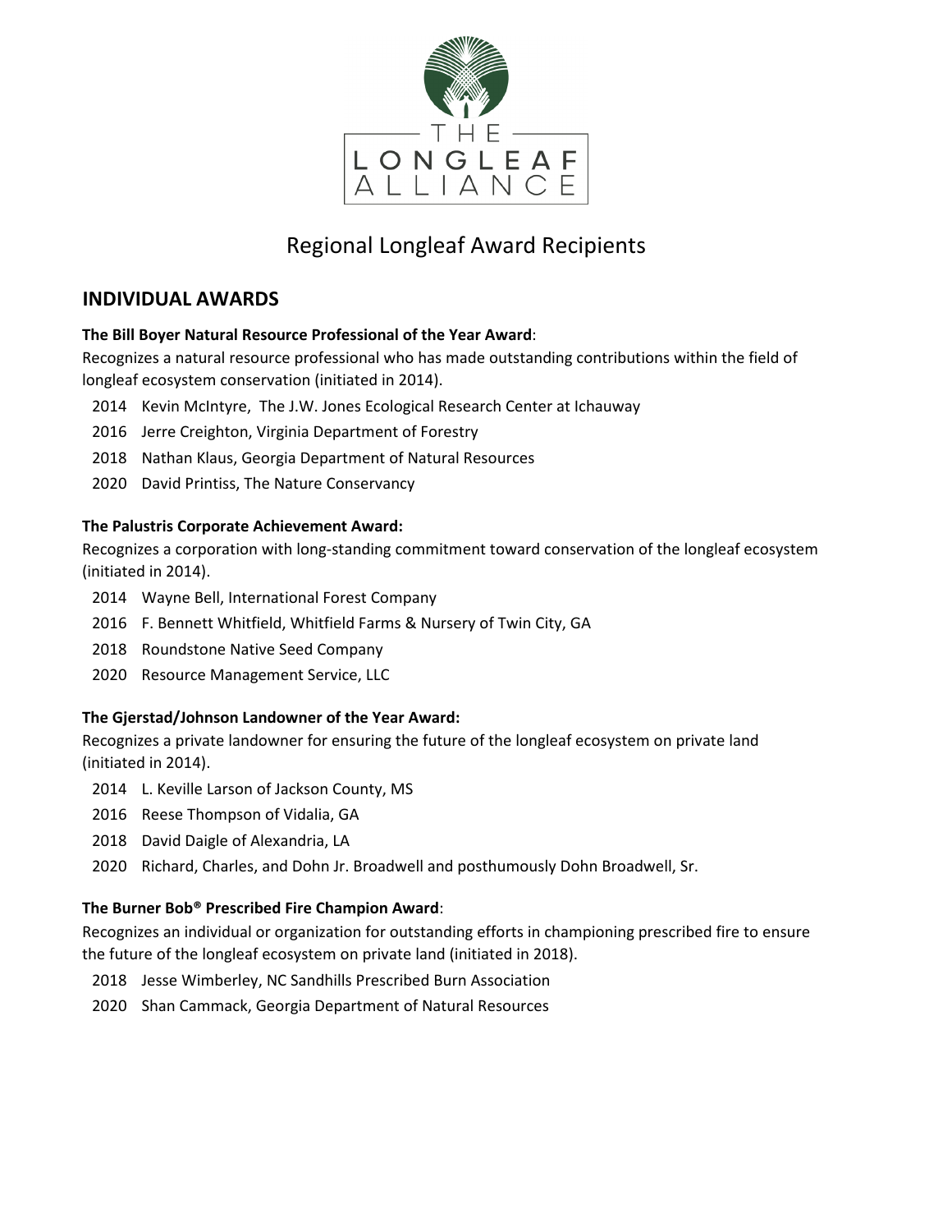THE LONGLEAF ALLIANCE

# Regional Longleaf Award Recipients

## INDIVIDUAL AWARDS

**The Bill Boyer Natural Resource Professional of the Year Award**:
Recognizes a natural resource professional who has made outstanding contributions within the field of longleaf ecosystem conservation (initiated in 2014).

- 2014 Kevin McIntyre, The J.W. Jones Ecological Research Center at Ichauway
- 2016 Jerre Creighton, Virginia Department of Forestry
- 2018 Nathan Klaus, Georgia Department of Natural Resources
- 2020 David Printiss, The Nature Conservancy

**The Palustris Corporate Achievement Award:**
Recognizes a corporation with long-standing commitment toward conservation of the longleaf ecosystem (initiated in 2014).

- 2014 Wayne Bell, International Forest Company
- 2016 F. Bennett Whitfield, Whitfield Farms & Nursery of Twin City, GA
- 2018 Roundstone Native Seed Company
- 2020 Resource Management Service, LLC

**The Gjerstad/Johnson Landowner of the Year Award:**
Recognizes a private landowner for ensuring the future of the longleaf ecosystem on private land (initiated in 2014).

- 2014 L. Keville Larson of Jackson County, MS
- 2016 Reese Thompson of Vidalia, GA
- 2018 David Daigle of Alexandria, LA
- 2020 Richard, Charles, and Dohn Jr. Broadwell and posthumously Dohn Broadwell, Sr.

**The Burner Bob® Prescribed Fire Champion Award**:
Recognizes an individual or organization for outstanding efforts in championing prescribed fire to ensure the future of the longleaf ecosystem on private land (initiated in 2018).

- 2018 Jesse Wimberley, NC Sandhills Prescribed Burn Association
- 2020 Shan Cammack, Georgia Department of Natural Resources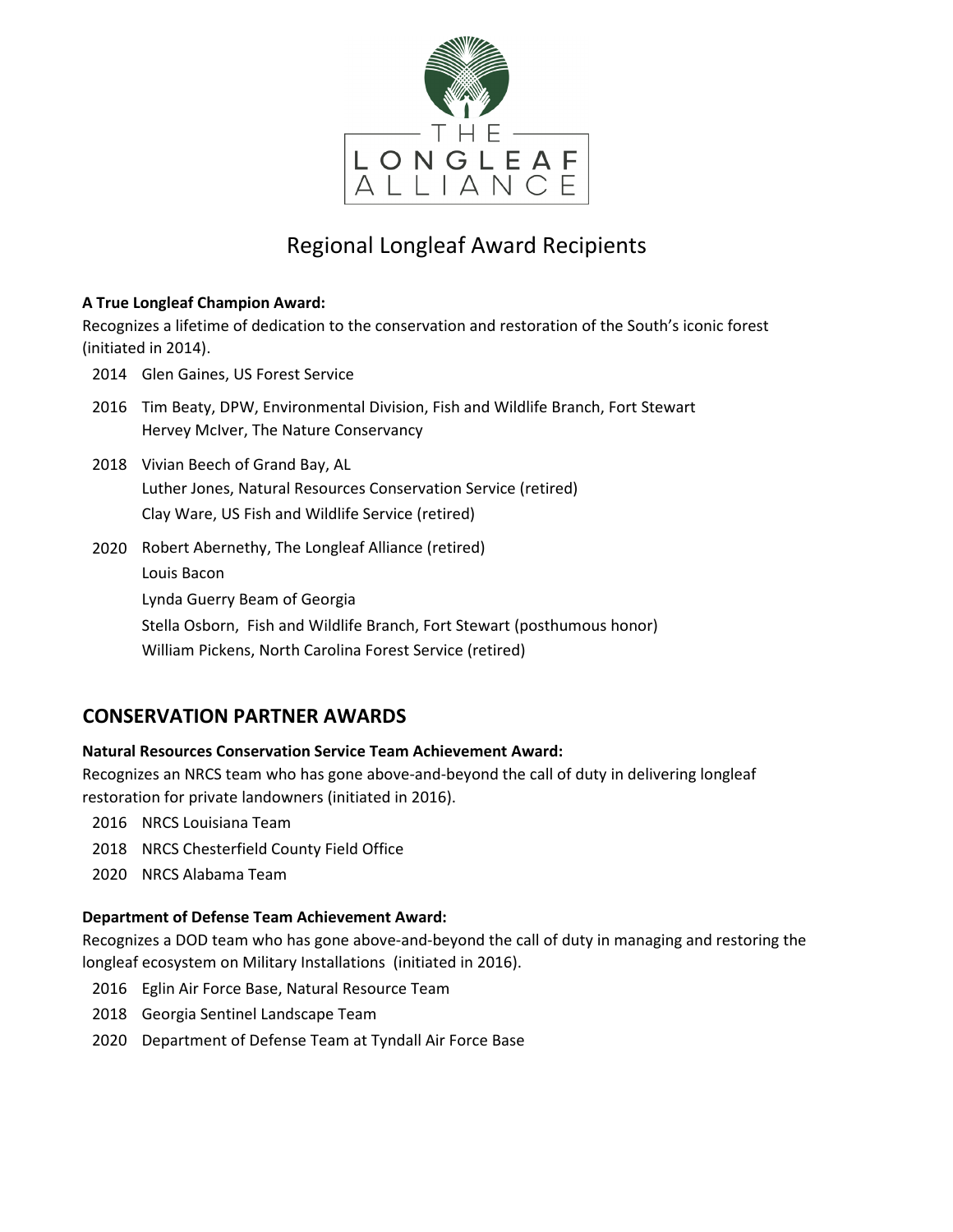THE LONGLEAF ALLIANCE

# Regional Longleaf Award Recipients

**A True Longleaf Champion Award:**
Recognizes a lifetime of dedication to the conservation and restoration of the South's iconic forest (initiated in 2014).

2014 Glen Gaines, US Forest Service

2016 Tim Beaty, DPW, Environmental Division, Fish and Wildlife Branch, Fort Stewart
Hervey McIver, The Nature Conservancy

2018 Vivian Beech of Grand Bay, AL
Luther Jones, Natural Resources Conservation Service (retired)
Clay Ware, US Fish and Wildlife Service (retired)

2020 Robert Abernethy, The Longleaf Alliance (retired)
Louis Bacon
Lynda Guerry Beam of Georgia
Stella Osborn, Fish and Wildlife Branch, Fort Stewart (posthumous honor)
William Pickens, North Carolina Forest Service (retired)

## CONSERVATION PARTNER AWARDS

**Natural Resources Conservation Service Team Achievement Award:**
Recognizes an NRCS team who has gone above-and-beyond the call of duty in delivering longleaf restoration for private landowners (initiated in 2016).

2016 NRCS Louisiana Team
2018 NRCS Chesterfield County Field Office
2020 NRCS Alabama Team

**Department of Defense Team Achievement Award:**
Recognizes a DOD team who has gone above-and-beyond the call of duty in managing and restoring the longleaf ecosystem on Military Installations (initiated in 2016).

2016 Eglin Air Force Base, Natural Resource Team
2018 Georgia Sentinel Landscape Team
2020 Department of Defense Team at Tyndall Air Force Base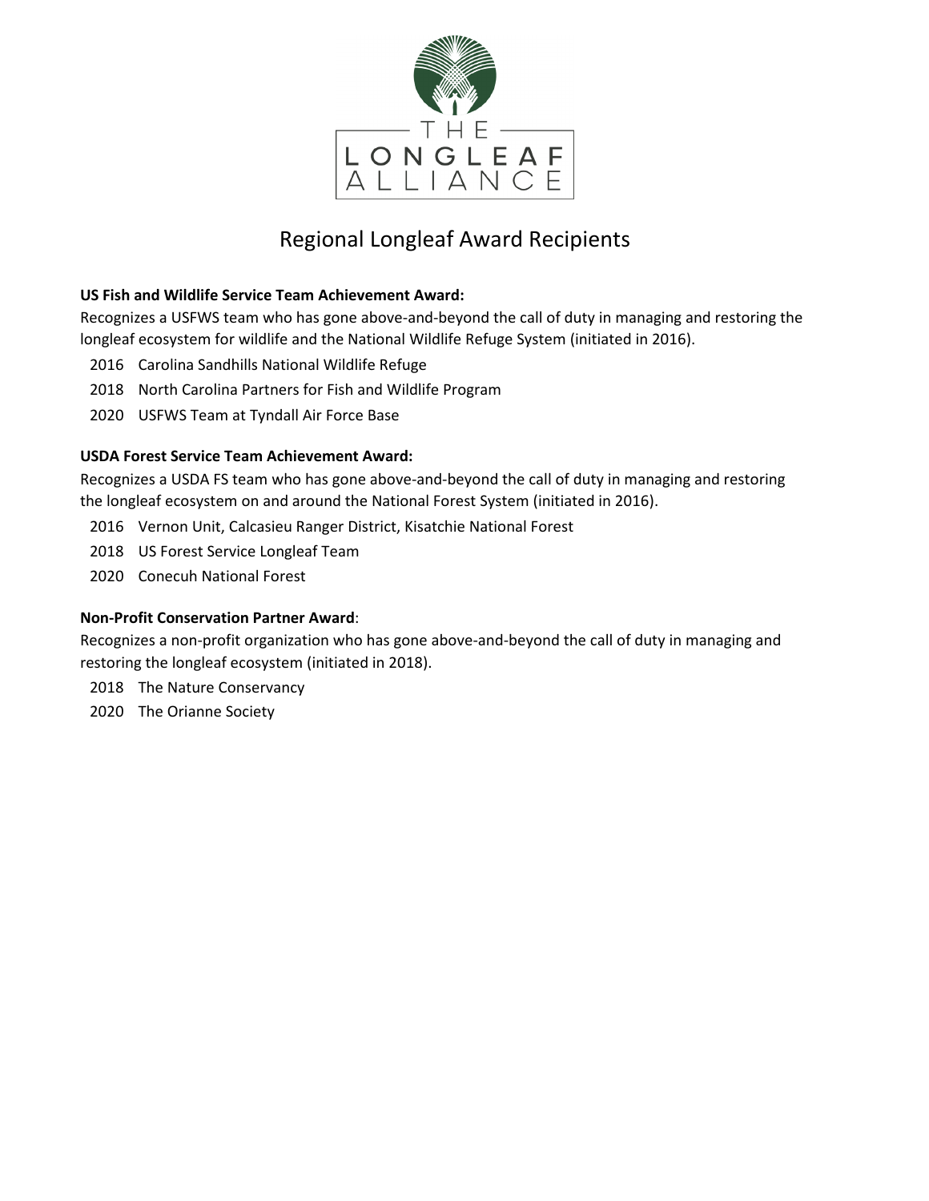THE LONGLEAF ALLIANCE

# Regional Longleaf Award Recipients

**US Fish and Wildlife Service Team Achievement Award:**

Recognizes a USFWS team who has gone above-and-beyond the call of duty in managing and restoring the longleaf ecosystem for wildlife and the National Wildlife Refuge System (initiated in 2016).

- 2016 Carolina Sandhills National Wildlife Refuge
- 2018 North Carolina Partners for Fish and Wildlife Program
- 2020 USFWS Team at Tyndall Air Force Base

**USDA Forest Service Team Achievement Award:**

Recognizes a USDA FS team who has gone above-and-beyond the call of duty in managing and restoring the longleaf ecosystem on and around the National Forest System (initiated in 2016).

- 2016 Vernon Unit, Calcasieu Ranger District, Kisatchie National Forest
- 2018 US Forest Service Longleaf Team
- 2020 Conecuh National Forest

**Non-Profit Conservation Partner Award**:

Recognizes a non-profit organization who has gone above-and-beyond the call of duty in managing and restoring the longleaf ecosystem (initiated in 2018).

- 2018 The Nature Conservancy
- 2020 The Orianne Society